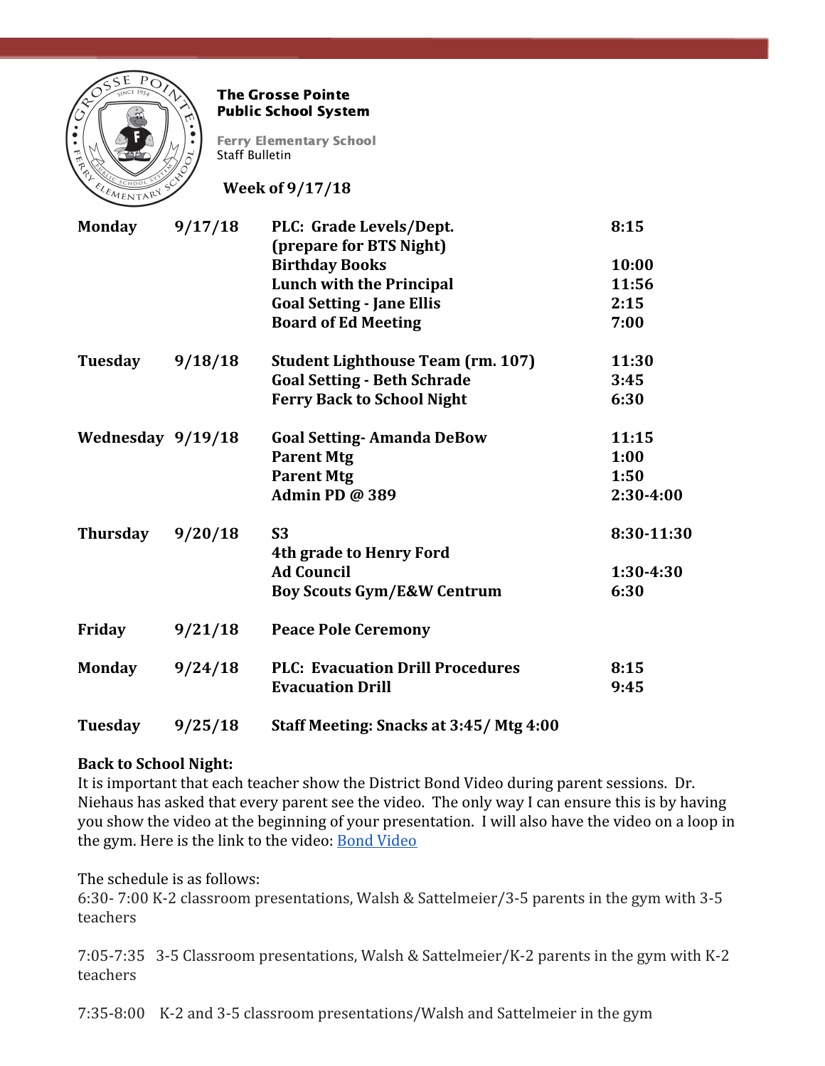**The Grosse Pointe Public School System**

**Ferry Elementary School**
Staff Bulletin

**Week of 9/17/18**

| | | | |
|---|---|---|---|
| **Monday** | **9/17/18** | **PLC: Grade Levels/Dept. (prepare for BTS Night)** | **8:15** |
| | | **Birthday Books** | **10:00** |
| | | **Lunch with the Principal** | **11:56** |
| | | **Goal Setting - Jane Ellis** | **2:15** |
| | | **Board of Ed Meeting** | **7:00** |
| **Tuesday** | **9/18/18** | **Student Lighthouse Team (rm. 107)** | **11:30** |
| | | **Goal Setting - Beth Schrade** | **3:45** |
| | | **Ferry Back to School Night** | **6:30** |
| **Wednesday** | **9/19/18** | **Goal Setting- Amanda DeBow** | **11:15** |
| | | **Parent Mtg** | **1:00** |
| | | **Parent Mtg** | **1:50** |
| | | **Admin PD @ 389** | **2:30-4:00** |
| **Thursday** | **9/20/18** | **S3** | **8:30-11:30** |
| | | **4th grade to Henry Ford** | |
| | | **Ad Council** | **1:30-4:30** |
| | | **Boy Scouts Gym/E&W Centrum** | **6:30** |
| **Friday** | **9/21/18** | **Peace Pole Ceremony** | |
| **Monday** | **9/24/18** | **PLC: Evacuation Drill Procedures** | **8:15** |
| | | **Evacuation Drill** | **9:45** |
| **Tuesday** | **9/25/18** | **Staff Meeting: Snacks at 3:45/ Mtg 4:00** | |

**Back to School Night:**
It is important that each teacher show the District Bond Video during parent sessions. Dr. Niehaus has asked that every parent see the video. The only way I can ensure this is by having you show the video at the beginning of your presentation. I will also have the video on a loop in the gym. Here is the link to the video: Bond Video

The schedule is as follows:
6:30- 7:00 K-2 classroom presentations, Walsh & Sattelmeier/3-5 parents in the gym with 3-5 teachers

7:05-7:35 3-5 Classroom presentations, Walsh & Sattelmeier/K-2 parents in the gym with K-2 teachers

7:35-8:00 K-2 and 3-5 classroom presentations/Walsh and Sattelmeier in the gym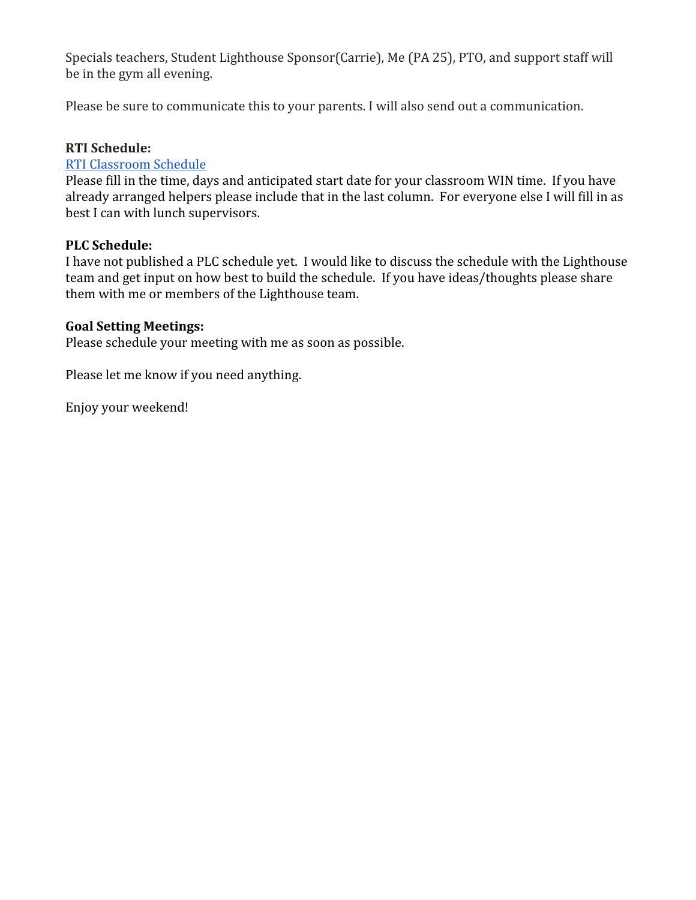Specials teachers, Student Lighthouse Sponsor(Carrie), Me (PA 25), PTO, and support staff will be in the gym all evening.

Please be sure to communicate this to your parents. I will also send out a communication.

**RTI Schedule:**
RTI Classroom Schedule
Please fill in the time, days and anticipated start date for your classroom WIN time. If you have already arranged helpers please include that in the last column. For everyone else I will fill in as best I can with lunch supervisors.

**PLC Schedule:**
I have not published a PLC schedule yet. I would like to discuss the schedule with the Lighthouse team and get input on how best to build the schedule. If you have ideas/thoughts please share them with me or members of the Lighthouse team.

**Goal Setting Meetings:**
Please schedule your meeting with me as soon as possible.

Please let me know if you need anything.

Enjoy your weekend!